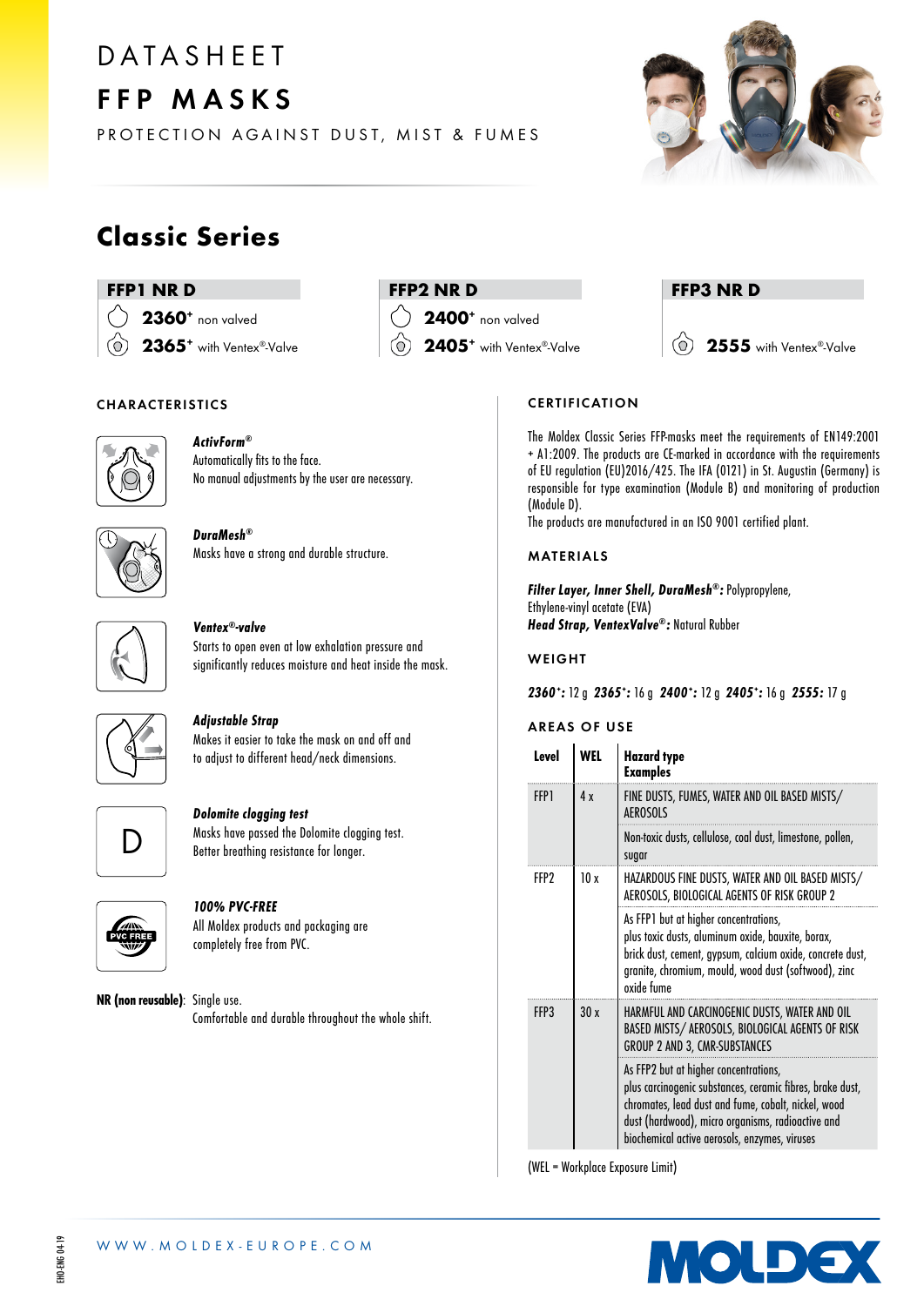# DATASHEET

# FFP MASKS

PROTECTION AGAINST DUST, MIST & FUMES

## Classic Series

| FFP1 NR D | FFP2 NR D | FFP3 NR D |
|---|---|---|
| **2360**⁺ non valved | **2400**⁺ non valved | |
| **2365**⁺ with Ventex®-Valve | **2405**⁺ with Ventex®-Valve | **2555** with Ventex®-Valve |

### CHARACTERISTICS

***ActivForm®***
Automatically fits to the face.
No manual adjustments by the user are necessary.

***DuraMesh®***
Masks have a strong and durable structure.

***Ventex®-valve***
Starts to open even at low exhalation pressure and significantly reduces moisture and heat inside the mask.

***Adjustable Strap***
Makes it easier to take the mask on and off and to adjust to different head/neck dimensions.

***Dolomite clogging test***
Masks have passed the Dolomite clogging test.
Better breathing resistance for longer.

***100% PVC-FREE***
All Moldex products and packaging are completely free from PVC.

**NR (non reusable)**: Single use.
Comfortable and durable throughout the whole shift.

### CERTIFICATION

The Moldex Classic Series FFP-masks meet the requirements of EN149:2001 + A1:2009. The products are CE-marked in accordance with the requirements of EU regulation (EU)2016/425. The IFA (0121) in St. Augustin (Germany) is responsible for type examination (Module B) and monitoring of production (Module D).
The products are manufactured in an ISO 9001 certified plant.

### MATERIALS

***Filter Layer, Inner Shell, DuraMesh®:*** Polypropylene, Ethylene-vinyl acetate (EVA)
***Head Strap, VentexValve®:*** Natural Rubber

### WEIGHT

***2360⁺:*** 12 g ***2365⁺:*** 16 g ***2400⁺:*** 12 g ***2405⁺:*** 16 g ***2555:*** 17 g

### AREAS OF USE

| Level | WEL | Hazard type Examples |
|---|---|---|
| FFP1 | 4 x | FINE DUSTS, FUMES, WATER AND OIL BASED MISTS/ AEROSOLS |
| | | Non-toxic dusts, cellulose, coal dust, limestone, pollen, sugar |
| FFP2 | 10 x | HAZARDOUS FINE DUSTS, WATER AND OIL BASED MISTS/ AEROSOLS, BIOLOGICAL AGENTS OF RISK GROUP 2 |
| | | As FFP1 but at higher concentrations, plus toxic dusts, aluminum oxide, bauxite, borax, brick dust, cement, gypsum, calcium oxide, concrete dust, granite, chromium, mould, wood dust (softwood), zinc oxide fume |
| FFP3 | 30 x | HARMFUL AND CARCINOGENIC DUSTS, WATER AND OIL BASED MISTS/ AEROSOLS, BIOLOGICAL AGENTS OF RISK GROUP 2 AND 3, CMR-SUBSTANCES |
| | | As FFP2 but at higher concentrations, plus carcinogenic substances, ceramic fibres, brake dust, chromates, lead dust and fume, cobalt, nickel, wood dust (hardwood), micro organisms, radioactive and biochemical active aerosols, enzymes, viruses |

(WEL = Workplace Exposure Limit)

WWW.MOLDEX-EUROPE.COM

EHO-ENG 04-19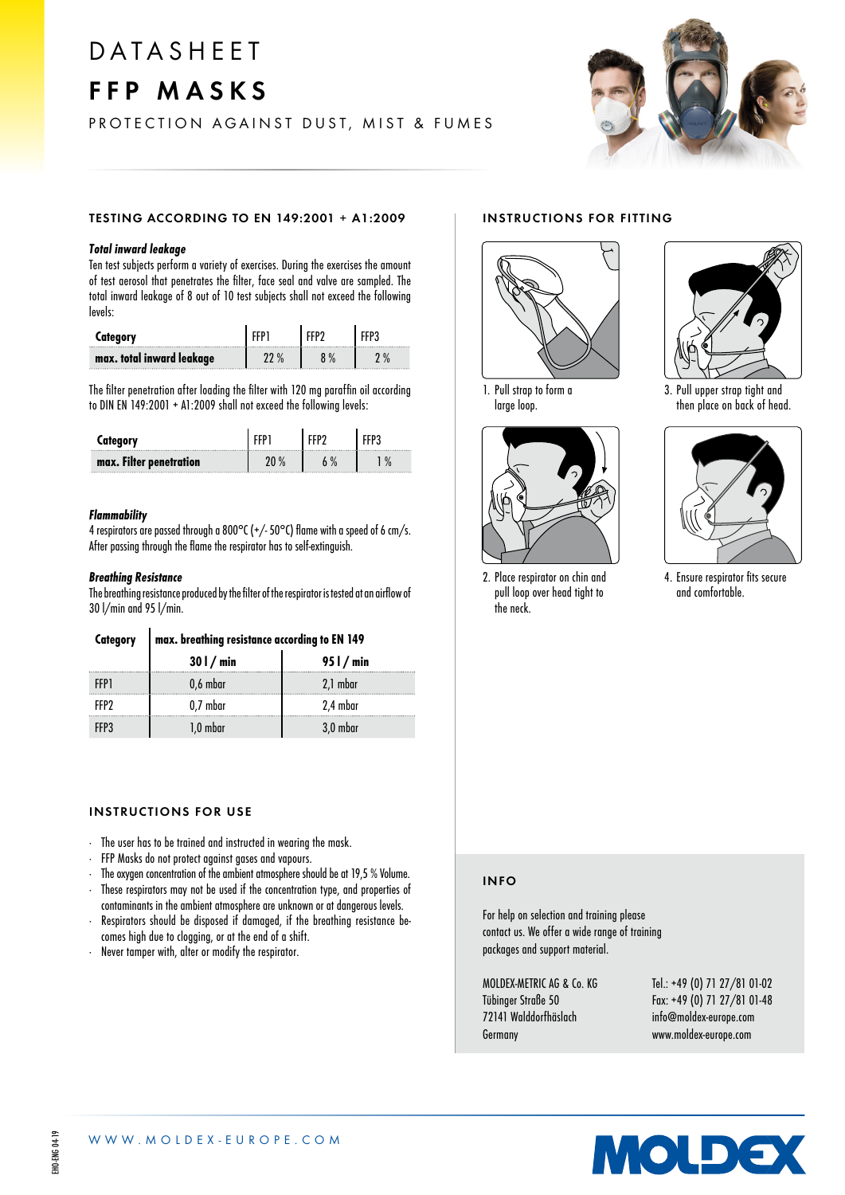# DATASHEET

# FFP MASKS

PROTECTION AGAINST DUST, MIST & FUMES

## TESTING ACCORDING TO EN 149:2001 + A1:2009

***Total inward leakage***

Ten test subjects perform a variety of exercises. During the exercises the amount of test aerosol that penetrates the filter, face seal and valve are sampled. The total inward leakage of 8 out of 10 test subjects shall not exceed the following levels:

| Category | FFP1 | FFP2 | FFP3 |
|---|---|---|---|
| **max. total inward leakage** | 22 % | 8 % | 2 % |

The filter penetration after loading the filter with 120 mg paraffin oil according to DIN EN 149:2001 + A1:2009 shall not exceed the following levels:

| Category | FFP1 | FFP2 | FFP3 |
|---|---|---|---|
| **max. Filter penetration** | 20 % | 6 % | 1 % |

***Flammability***

4 respirators are passed through a 800°C (+/- 50°C) flame with a speed of 6 cm/s. After passing through the flame the respirator has to self-extinguish.

***Breathing Resistance***

The breathing resistance produced by the filter of the respirator is tested at an airflow of 30 l/min and 95 l/min.

| Category | max. breathing resistance according to EN 149 | |
|---|---|---|
| | **30 l / min** | **95 l / min** |
| FFP1 | 0,6 mbar | 2,1 mbar |
| FFP2 | 0,7 mbar | 2,4 mbar |
| FFP3 | 1,0 mbar | 3,0 mbar |

## INSTRUCTIONS FOR USE

- The user has to be trained and instructed in wearing the mask.
- FFP Masks do not protect against gases and vapours.
- The oxygen concentration of the ambient atmosphere should be at 19,5 % Volume.
- These respirators may not be used if the concentration type, and properties of contaminants in the ambient atmosphere are unknown or at dangerous levels.
- Respirators should be disposed if damaged, if the breathing resistance becomes high due to clogging, or at the end of a shift.
- Never tamper with, alter or modify the respirator.

## INSTRUCTIONS FOR FITTING

1. Pull strap to form a large loop.
2. Place respirator on chin and pull loop over head tight to the neck.
3. Pull upper strap tight and then place on back of head.
4. Ensure respirator fits secure and comfortable.

## INFO

For help on selection and training please contact us. We offer a wide range of training packages and support material.

MOLDEX-METRIC AG & Co. KG
Tübinger Straße 50
72141 Walddorfhäslach
Germany

Tel.: +49 (0) 71 27/81 01-02
Fax: +49 (0) 71 27/81 01-48
info@moldex-europe.com
www.moldex-europe.com

EHO-ENG 04-19

WWW.MOLDEX-EUROPE.COM

MOLDEX